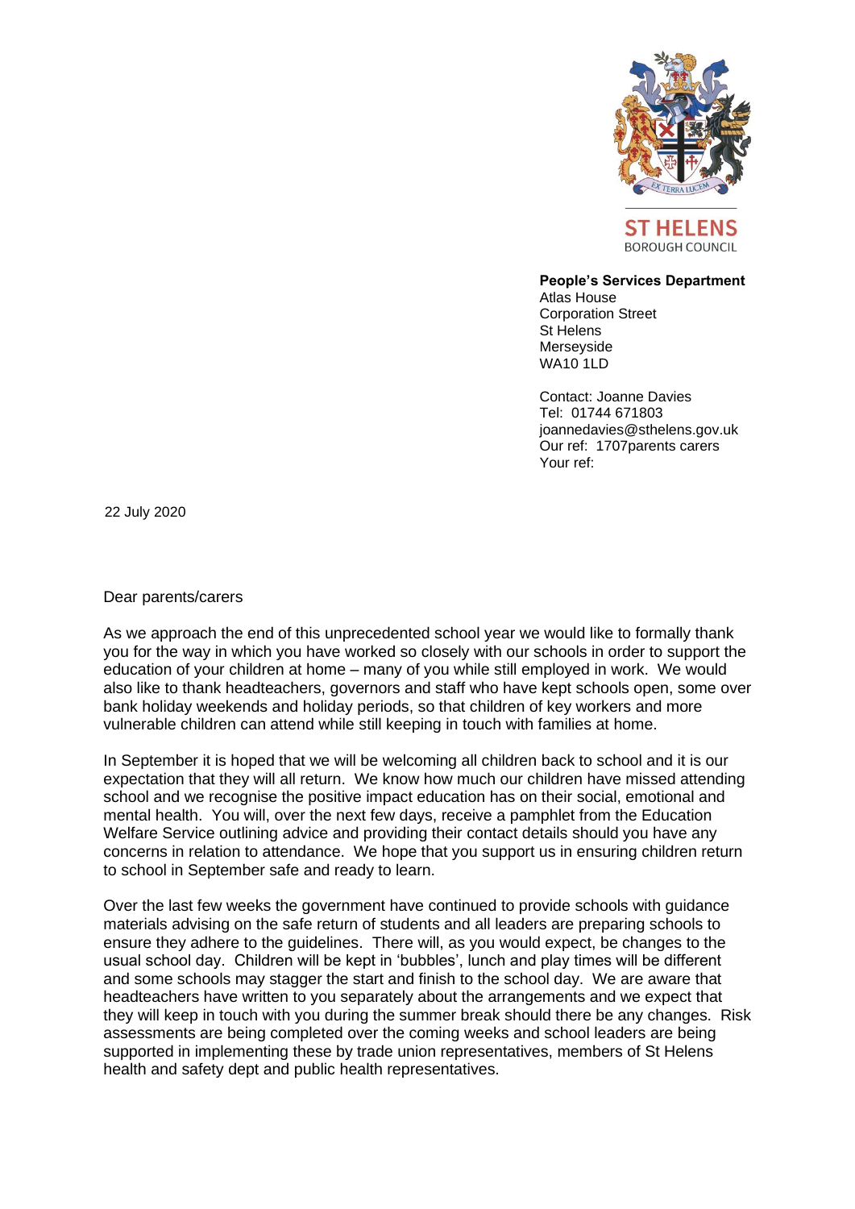ST HELENS
BOROUGH COUNCIL

**People's Services Department**
Atlas House
Corporation Street
St Helens
Merseyside
WA10 1LD

Contact: Joanne Davies
Tel: 01744 671803
joannedavies@sthelens.gov.uk
Our ref: 1707parents carers
Your ref:

22 July 2020

Dear parents/carers

As we approach the end of this unprecedented school year we would like to formally thank you for the way in which you have worked so closely with our schools in order to support the education of your children at home – many of you while still employed in work. We would also like to thank headteachers, governors and staff who have kept schools open, some over bank holiday weekends and holiday periods, so that children of key workers and more vulnerable children can attend while still keeping in touch with families at home.

In September it is hoped that we will be welcoming all children back to school and it is our expectation that they will all return. We know how much our children have missed attending school and we recognise the positive impact education has on their social, emotional and mental health. You will, over the next few days, receive a pamphlet from the Education Welfare Service outlining advice and providing their contact details should you have any concerns in relation to attendance. We hope that you support us in ensuring children return to school in September safe and ready to learn.

Over the last few weeks the government have continued to provide schools with guidance materials advising on the safe return of students and all leaders are preparing schools to ensure they adhere to the guidelines. There will, as you would expect, be changes to the usual school day. Children will be kept in 'bubbles', lunch and play times will be different and some schools may stagger the start and finish to the school day. We are aware that headteachers have written to you separately about the arrangements and we expect that they will keep in touch with you during the summer break should there be any changes. Risk assessments are being completed over the coming weeks and school leaders are being supported in implementing these by trade union representatives, members of St Helens health and safety dept and public health representatives.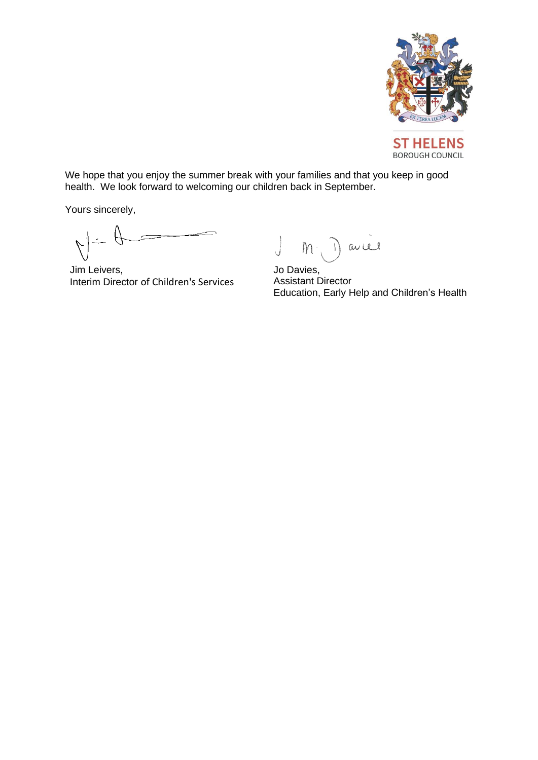We hope that you enjoy the summer break with your families and that you keep in good health. We look forward to welcoming our children back in September.

Yours sincerely,

Jim Leivers,
Interim Director of Children's Services

Jo Davies,
Assistant Director
Education, Early Help and Children's Health